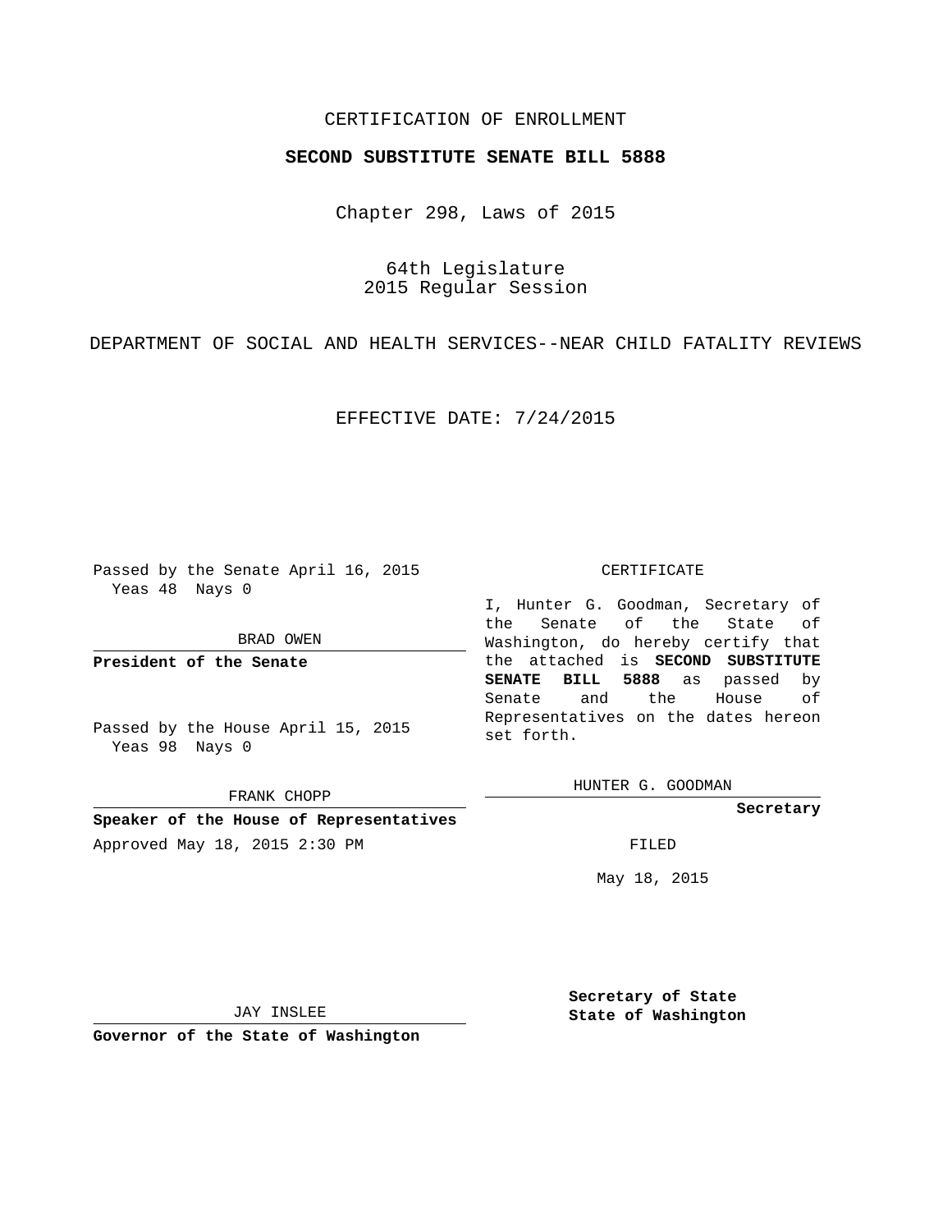CERTIFICATION OF ENROLLMENT

**SECOND SUBSTITUTE SENATE BILL 5888**

Chapter 298, Laws of 2015

64th Legislature
2015 Regular Session

DEPARTMENT OF SOCIAL AND HEALTH SERVICES--NEAR CHILD FATALITY REVIEWS

EFFECTIVE DATE: 7/24/2015

Passed by the Senate April 16, 2015
Yeas 48 Nays 0

BRAD OWEN

**President of the Senate**

Passed by the House April 15, 2015
Yeas 98 Nays 0

FRANK CHOPP

**Speaker of the House of Representatives**

Approved May 18, 2015 2:30 PM

CERTIFICATE

I, Hunter G. Goodman, Secretary of the Senate of the State of Washington, do hereby certify that the attached is **SECOND SUBSTITUTE SENATE BILL 5888** as passed by Senate and the House of Representatives on the dates hereon set forth.

HUNTER G. GOODMAN

**Secretary**

FILED

May 18, 2015

JAY INSLEE

**Governor of the State of Washington**

**Secretary of State**
**State of Washington**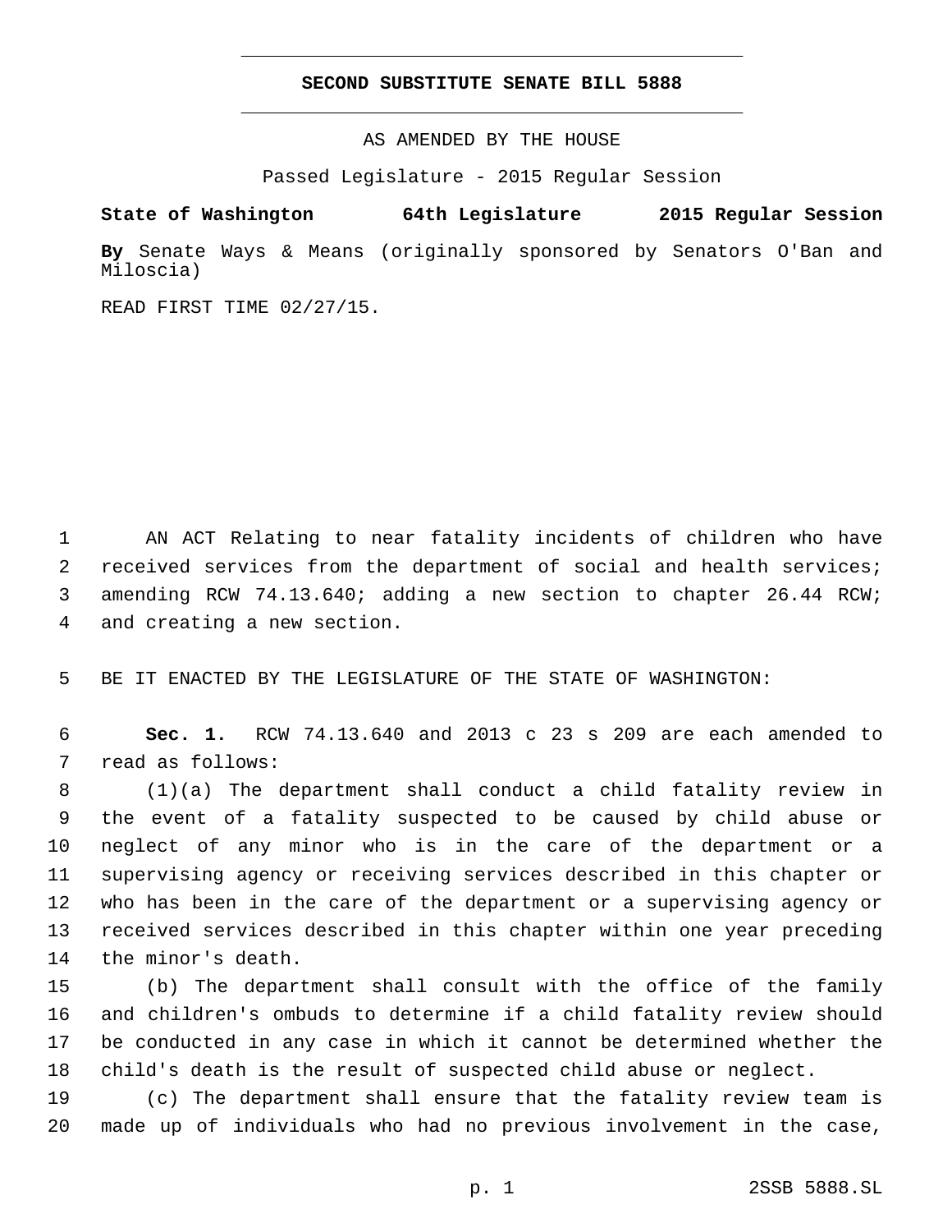# SECOND SUBSTITUTE SENATE BILL 5888

AS AMENDED BY THE HOUSE

Passed Legislature - 2015 Regular Session

**State of Washington 64th Legislature 2015 Regular Session**

**By** Senate Ways & Means (originally sponsored by Senators O'Ban and Miloscia)

READ FIRST TIME 02/27/15.

AN ACT Relating to near fatality incidents of children who have received services from the department of social and health services; amending RCW 74.13.640; adding a new section to chapter 26.44 RCW; and creating a new section.

BE IT ENACTED BY THE LEGISLATURE OF THE STATE OF WASHINGTON:

**Sec. 1.** RCW 74.13.640 and 2013 c 23 s 209 are each amended to read as follows:

(1)(a) The department shall conduct a child fatality review in the event of a fatality suspected to be caused by child abuse or neglect of any minor who is in the care of the department or a supervising agency or receiving services described in this chapter or who has been in the care of the department or a supervising agency or received services described in this chapter within one year preceding the minor's death.

(b) The department shall consult with the office of the family and children's ombuds to determine if a child fatality review should be conducted in any case in which it cannot be determined whether the child's death is the result of suspected child abuse or neglect.

(c) The department shall ensure that the fatality review team is made up of individuals who had no previous involvement in the case,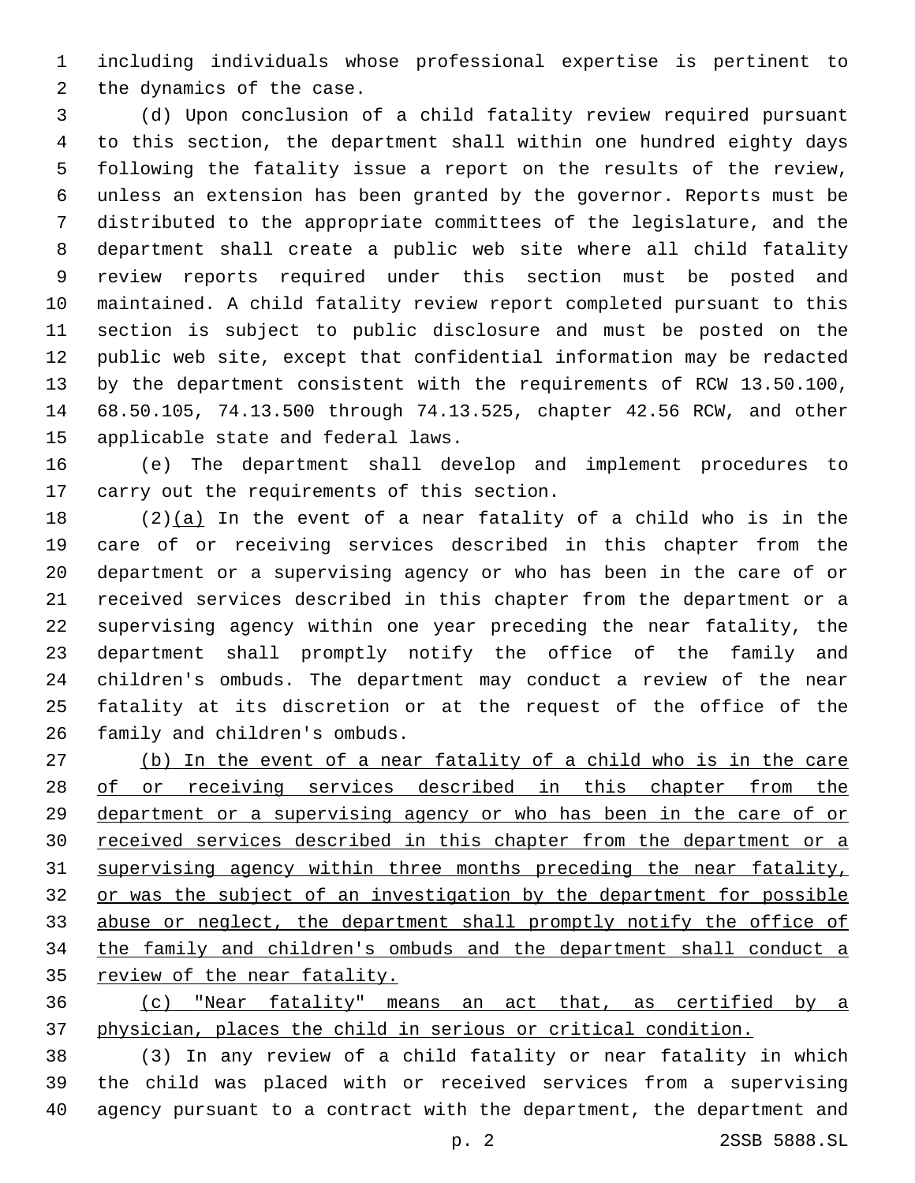including individuals whose professional expertise is pertinent to the dynamics of the case.

(d) Upon conclusion of a child fatality review required pursuant to this section, the department shall within one hundred eighty days following the fatality issue a report on the results of the review, unless an extension has been granted by the governor. Reports must be distributed to the appropriate committees of the legislature, and the department shall create a public web site where all child fatality review reports required under this section must be posted and maintained. A child fatality review report completed pursuant to this section is subject to public disclosure and must be posted on the public web site, except that confidential information may be redacted by the department consistent with the requirements of RCW 13.50.100, 68.50.105, 74.13.500 through 74.13.525, chapter 42.56 RCW, and other applicable state and federal laws.

(e) The department shall develop and implement procedures to carry out the requirements of this section.

(2)<u>(a)</u> In the event of a near fatality of a child who is in the care of or receiving services described in this chapter from the department or a supervising agency or who has been in the care of or received services described in this chapter from the department or a supervising agency within one year preceding the near fatality, the department shall promptly notify the office of the family and children's ombuds. The department may conduct a review of the near fatality at its discretion or at the request of the office of the family and children's ombuds.

<u>(b) In the event of a near fatality of a child who is in the care of or receiving services described in this chapter from the department or a supervising agency or who has been in the care of or received services described in this chapter from the department or a supervising agency within three months preceding the near fatality, or was the subject of an investigation by the department for possible abuse or neglect, the department shall promptly notify the office of the family and children's ombuds and the department shall conduct a review of the near fatality.</u>

<u>(c) "Near fatality" means an act that, as certified by a physician, places the child in serious or critical condition.</u>

(3) In any review of a child fatality or near fatality in which the child was placed with or received services from a supervising agency pursuant to a contract with the department, the department and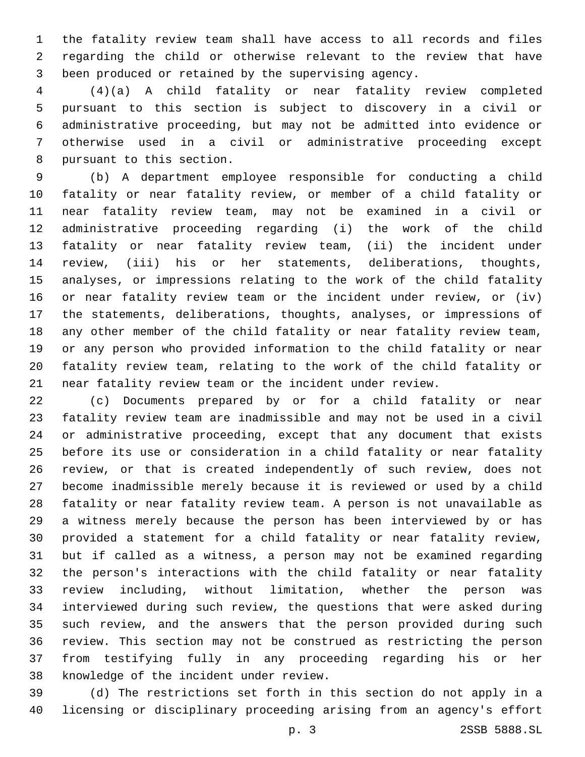the fatality review team shall have access to all records and files regarding the child or otherwise relevant to the review that have been produced or retained by the supervising agency.

(4)(a) A child fatality or near fatality review completed pursuant to this section is subject to discovery in a civil or administrative proceeding, but may not be admitted into evidence or otherwise used in a civil or administrative proceeding except pursuant to this section.

(b) A department employee responsible for conducting a child fatality or near fatality review, or member of a child fatality or near fatality review team, may not be examined in a civil or administrative proceeding regarding (i) the work of the child fatality or near fatality review team, (ii) the incident under review, (iii) his or her statements, deliberations, thoughts, analyses, or impressions relating to the work of the child fatality or near fatality review team or the incident under review, or (iv) the statements, deliberations, thoughts, analyses, or impressions of any other member of the child fatality or near fatality review team, or any person who provided information to the child fatality or near fatality review team, relating to the work of the child fatality or near fatality review team or the incident under review.

(c) Documents prepared by or for a child fatality or near fatality review team are inadmissible and may not be used in a civil or administrative proceeding, except that any document that exists before its use or consideration in a child fatality or near fatality review, or that is created independently of such review, does not become inadmissible merely because it is reviewed or used by a child fatality or near fatality review team. A person is not unavailable as a witness merely because the person has been interviewed by or has provided a statement for a child fatality or near fatality review, but if called as a witness, a person may not be examined regarding the person's interactions with the child fatality or near fatality review including, without limitation, whether the person was interviewed during such review, the questions that were asked during such review, and the answers that the person provided during such review. This section may not be construed as restricting the person from testifying fully in any proceeding regarding his or her knowledge of the incident under review.

(d) The restrictions set forth in this section do not apply in a licensing or disciplinary proceeding arising from an agency's effort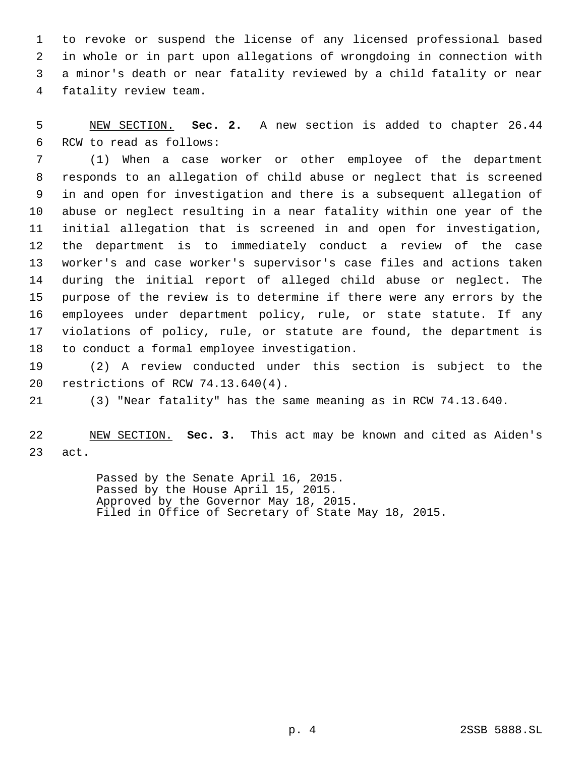to revoke or suspend the license of any licensed professional based in whole or in part upon allegations of wrongdoing in connection with a minor's death or near fatality reviewed by a child fatality or near fatality review team.

NEW SECTION. **Sec. 2.** A new section is added to chapter 26.44 RCW to read as follows:

(1) When a case worker or other employee of the department responds to an allegation of child abuse or neglect that is screened in and open for investigation and there is a subsequent allegation of abuse or neglect resulting in a near fatality within one year of the initial allegation that is screened in and open for investigation, the department is to immediately conduct a review of the case worker's and case worker's supervisor's case files and actions taken during the initial report of alleged child abuse or neglect. The purpose of the review is to determine if there were any errors by the employees under department policy, rule, or state statute. If any violations of policy, rule, or statute are found, the department is to conduct a formal employee investigation.

(2) A review conducted under this section is subject to the restrictions of RCW 74.13.640(4).

(3) "Near fatality" has the same meaning as in RCW 74.13.640.

NEW SECTION. **Sec. 3.** This act may be known and cited as Aiden's act.

Passed by the Senate April 16, 2015.
Passed by the House April 15, 2015.
Approved by the Governor May 18, 2015.
Filed in Office of Secretary of State May 18, 2015.